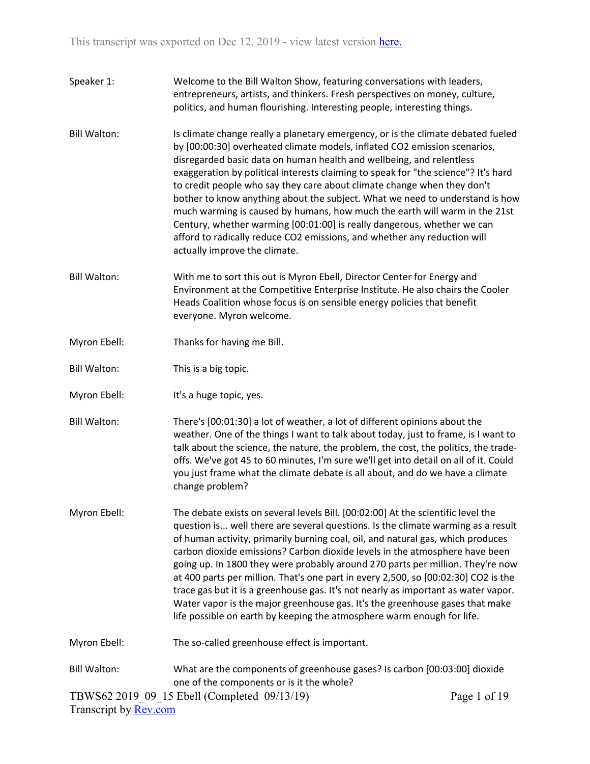This transcript was exported on Dec 12, 2019 - view latest version here.

Speaker 1: Welcome to the Bill Walton Show, featuring conversations with leaders, entrepreneurs, artists, and thinkers. Fresh perspectives on money, culture, politics, and human flourishing. Interesting people, interesting things.

Bill Walton: Is climate change really a planetary emergency, or is the climate debated fueled by [00:00:30] overheated climate models, inflated $CO_2$ emission scenarios, disregarded basic data on human health and wellbeing, and relentless exaggeration by political interests claiming to speak for "the science"? It's hard to credit people who say they care about climate change when they don't bother to know anything about the subject. What we need to understand is how much warming is caused by humans, how much the earth will warm in the 21st Century, whether warming [00:01:00] is really dangerous, whether we can afford to radically reduce $CO_2$ emissions, and whether any reduction will actually improve the climate.

Bill Walton: With me to sort this out is Myron Ebell, Director Center for Energy and Environment at the Competitive Enterprise Institute. He also chairs the Cooler Heads Coalition whose focus is on sensible energy policies that benefit everyone. Myron welcome.

Myron Ebell: Thanks for having me Bill.

Bill Walton: This is a big topic.

Myron Ebell: It's a huge topic, yes.

Bill Walton: There's [00:01:30] a lot of weather, a lot of different opinions about the weather. One of the things I want to talk about today, just to frame, is I want to talk about the science, the nature, the problem, the cost, the politics, the trade-offs. We've got 45 to 60 minutes, I'm sure we'll get into detail on all of it. Could you just frame what the climate debate is all about, and do we have a climate change problem?

Myron Ebell: The debate exists on several levels Bill. [00:02:00] At the scientific level the question is... well there are several questions. Is the climate warming as a result of human activity, primarily burning coal, oil, and natural gas, which produces carbon dioxide emissions? Carbon dioxide levels in the atmosphere have been going up. In 1800 they were probably around 270 parts per million. They're now at 400 parts per million. That's one part in every 2,500, so [00:02:30] $CO_2$ is the trace gas but it is a greenhouse gas. It's not nearly as important as water vapor. Water vapor is the major greenhouse gas. It's the greenhouse gases that make life possible on earth by keeping the atmosphere warm enough for life.

Myron Ebell: The so-called greenhouse effect is important.

Bill Walton: What are the components of greenhouse gases? Is carbon [00:03:00] dioxide one of the components or is it the whole?

TBWS62 2019_09_15 Ebell (Completed 09/13/19)
Transcript by Rev.com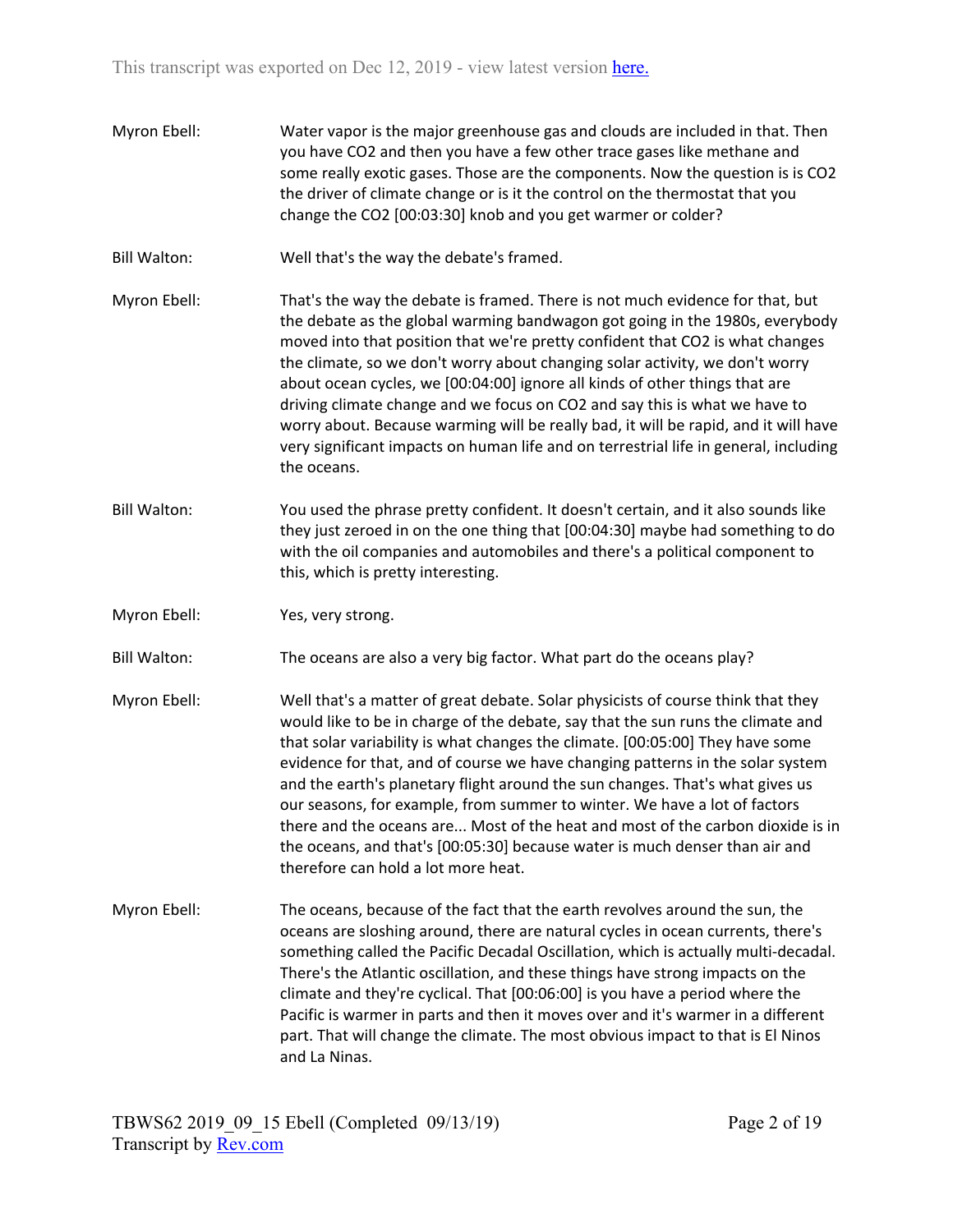Myron Ebell: Water vapor is the major greenhouse gas and clouds are included in that. Then you have $CO_2$ and then you have a few other trace gases like methane and some really exotic gases. Those are the components. Now the question is is $CO_2$ the driver of climate change or is it the control on the thermostat that you change the $CO_2$ [00:03:30] knob and you get warmer or colder?

Bill Walton: Well that's the way the debate's framed.

Myron Ebell: That's the way the debate is framed. There is not much evidence for that, but the debate as the global warming bandwagon got going in the 1980s, everybody moved into that position that we're pretty confident that $CO_2$ is what changes the climate, so we don't worry about changing solar activity, we don't worry about ocean cycles, we [00:04:00] ignore all kinds of other things that are driving climate change and we focus on $CO_2$ and say this is what we have to worry about. Because warming will be really bad, it will be rapid, and it will have very significant impacts on human life and on terrestrial life in general, including the oceans.

Bill Walton: You used the phrase pretty confident. It doesn't certain, and it also sounds like they just zeroed in on the one thing that [00:04:30] maybe had something to do with the oil companies and automobiles and there's a political component to this, which is pretty interesting.

Myron Ebell: Yes, very strong.

Bill Walton: The oceans are also a very big factor. What part do the oceans play?

Myron Ebell: Well that's a matter of great debate. Solar physicists of course think that they would like to be in charge of the debate, say that the sun runs the climate and that solar variability is what changes the climate. [00:05:00] They have some evidence for that, and of course we have changing patterns in the solar system and the earth's planetary flight around the sun changes. That's what gives us our seasons, for example, from summer to winter. We have a lot of factors there and the oceans are... Most of the heat and most of the carbon dioxide is in the oceans, and that's [00:05:30] because water is much denser than air and therefore can hold a lot more heat.

Myron Ebell: The oceans, because of the fact that the earth revolves around the sun, the oceans are sloshing around, there are natural cycles in ocean currents, there's something called the Pacific Decadal Oscillation, which is actually multi-decadal. There's the Atlantic oscillation, and these things have strong impacts on the climate and they're cyclical. That [00:06:00] is you have a period where the Pacific is warmer in parts and then it moves over and it's warmer in a different part. That will change the climate. The most obvious impact to that is El Ninos and La Ninas.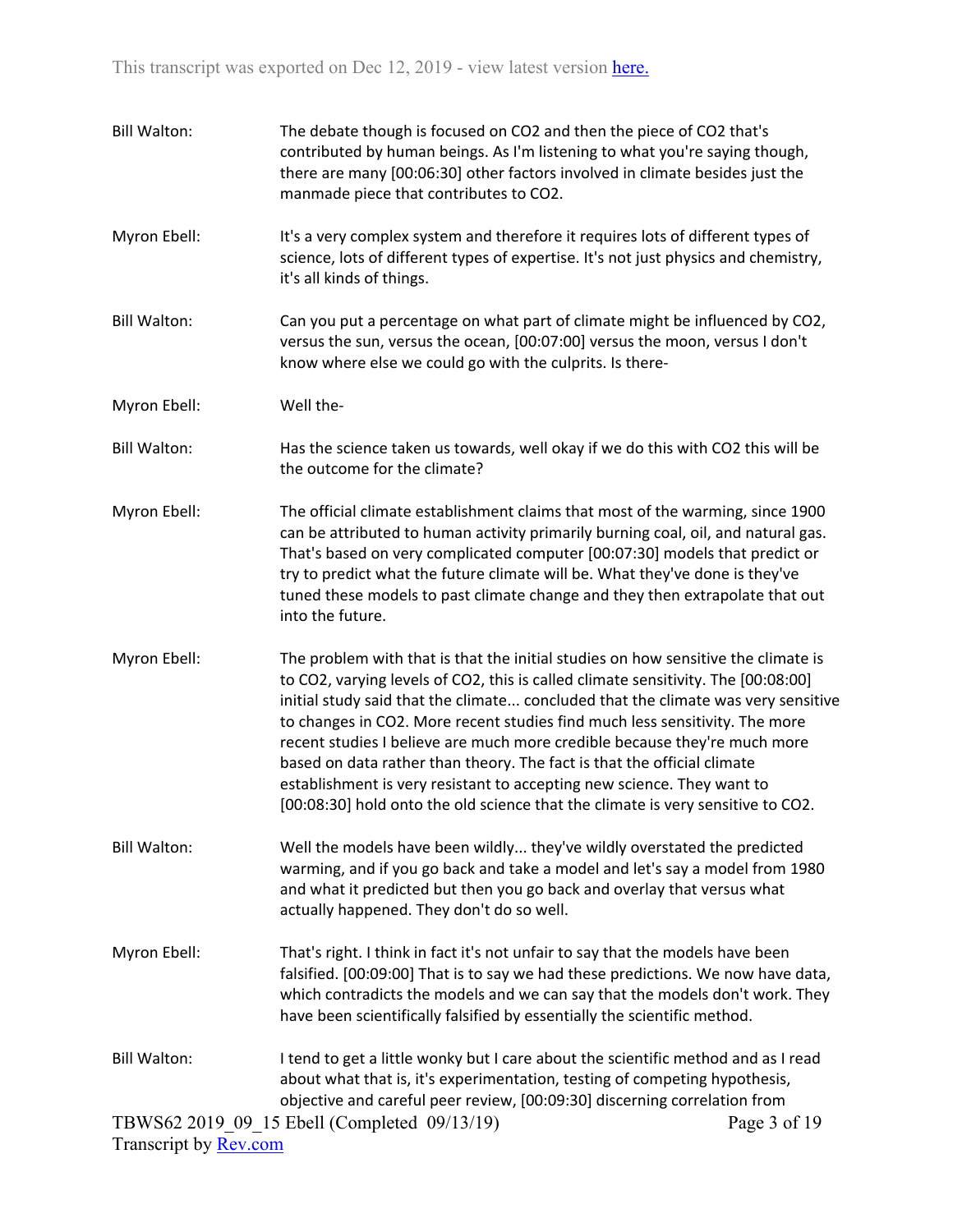**Bill Walton:** The debate though is focused on $CO_2$ and then the piece of $CO_2$ that's contributed by human beings. As I'm listening to what you're saying though, there are many [00:06:30] other factors involved in climate besides just the manmade piece that contributes to $CO_2$.

**Myron Ebell:** It's a very complex system and therefore it requires lots of different types of science, lots of different types of expertise. It's not just physics and chemistry, it's all kinds of things.

**Bill Walton:** Can you put a percentage on what part of climate might be influenced by $CO_2$, versus the sun, versus the ocean, [00:07:00] versus the moon, versus I don't know where else we could go with the culprits. Is there-

**Myron Ebell:** Well the-

**Bill Walton:** Has the science taken us towards, well okay if we do this with $CO_2$ this will be the outcome for the climate?

**Myron Ebell:** The official climate establishment claims that most of the warming, since 1900 can be attributed to human activity primarily burning coal, oil, and natural gas. That's based on very complicated computer [00:07:30] models that predict or try to predict what the future climate will be. What they've done is they've tuned these models to past climate change and they then extrapolate that out into the future.

**Myron Ebell:** The problem with that is that the initial studies on how sensitive the climate is to $CO_2$, varying levels of $CO_2$, this is called climate sensitivity. The [00:08:00] initial study said that the climate... concluded that the climate was very sensitive to changes in $CO_2$. More recent studies find much less sensitivity. The more recent studies I believe are much more credible because they're much more based on data rather than theory. The fact is that the official climate establishment is very resistant to accepting new science. They want to [00:08:30] hold onto the old science that the climate is very sensitive to $CO_2$.

**Bill Walton:** Well the models have been wildly... they've wildly overstated the predicted warming, and if you go back and take a model and let's say a model from 1980 and what it predicted but then you go back and overlay that versus what actually happened. They don't do so well.

**Myron Ebell:** That's right. I think in fact it's not unfair to say that the models have been falsified. [00:09:00] That is to say we had these predictions. We now have data, which contradicts the models and we can say that the models don't work. They have been scientifically falsified by essentially the scientific method.

**Bill Walton:** I tend to get a little wonky but I care about the scientific method and as I read about what that is, it's experimentation, testing of competing hypothesis, objective and careful peer review, [00:09:30] discerning correlation from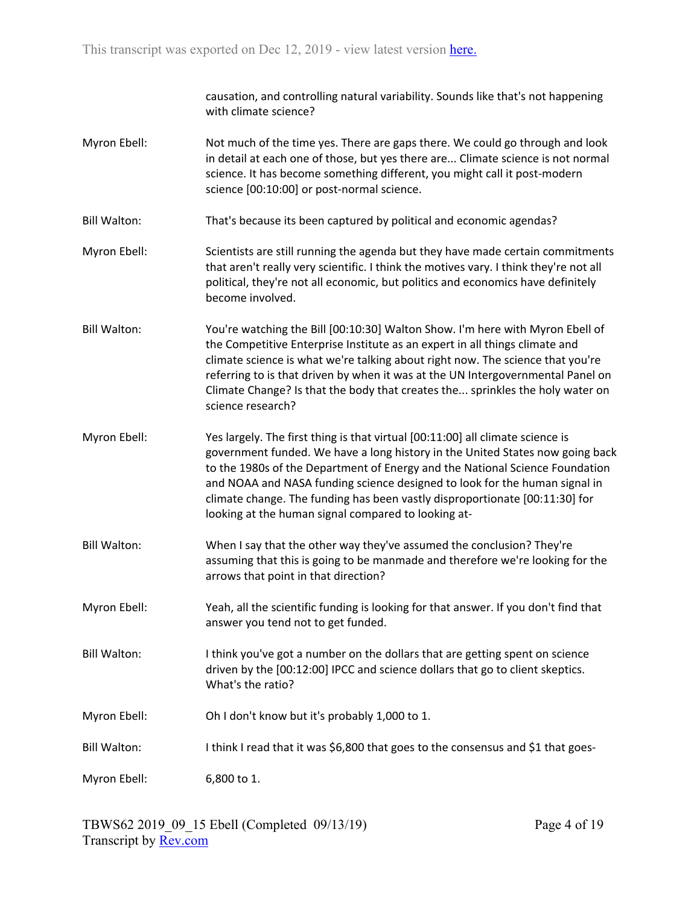causation, and controlling natural variability. Sounds like that's not happening with climate science?

**Myron Ebell:** Not much of the time yes. There are gaps there. We could go through and look in detail at each one of those, but yes there are... Climate science is not normal science. It has become something different, you might call it post-modern science [00:10:00] or post-normal science.

**Bill Walton:** That's because its been captured by political and economic agendas?

**Myron Ebell:** Scientists are still running the agenda but they have made certain commitments that aren't really very scientific. I think the motives vary. I think they're not all political, they're not all economic, but politics and economics have definitely become involved.

**Bill Walton:** You're watching the Bill [00:10:30] Walton Show. I'm here with Myron Ebell of the Competitive Enterprise Institute as an expert in all things climate and climate science is what we're talking about right now. The science that you're referring to is that driven by when it was at the UN Intergovernmental Panel on Climate Change? Is that the body that creates the... sprinkles the holy water on science research?

**Myron Ebell:** Yes largely. The first thing is that virtual [00:11:00] all climate science is government funded. We have a long history in the United States now going back to the 1980s of the Department of Energy and the National Science Foundation and NOAA and NASA funding science designed to look for the human signal in climate change. The funding has been vastly disproportionate [00:11:30] for looking at the human signal compared to looking at-

**Bill Walton:** When I say that the other way they've assumed the conclusion? They're assuming that this is going to be manmade and therefore we're looking for the arrows that point in that direction?

**Myron Ebell:** Yeah, all the scientific funding is looking for that answer. If you don't find that answer you tend not to get funded.

**Bill Walton:** I think you've got a number on the dollars that are getting spent on science driven by the [00:12:00] IPCC and science dollars that go to client skeptics. What's the ratio?

**Myron Ebell:** Oh I don't know but it's probably 1,000 to 1.

**Bill Walton:** I think I read that it was $6,800 that goes to the consensus and $1 that goes-

**Myron Ebell:** 6,800 to 1.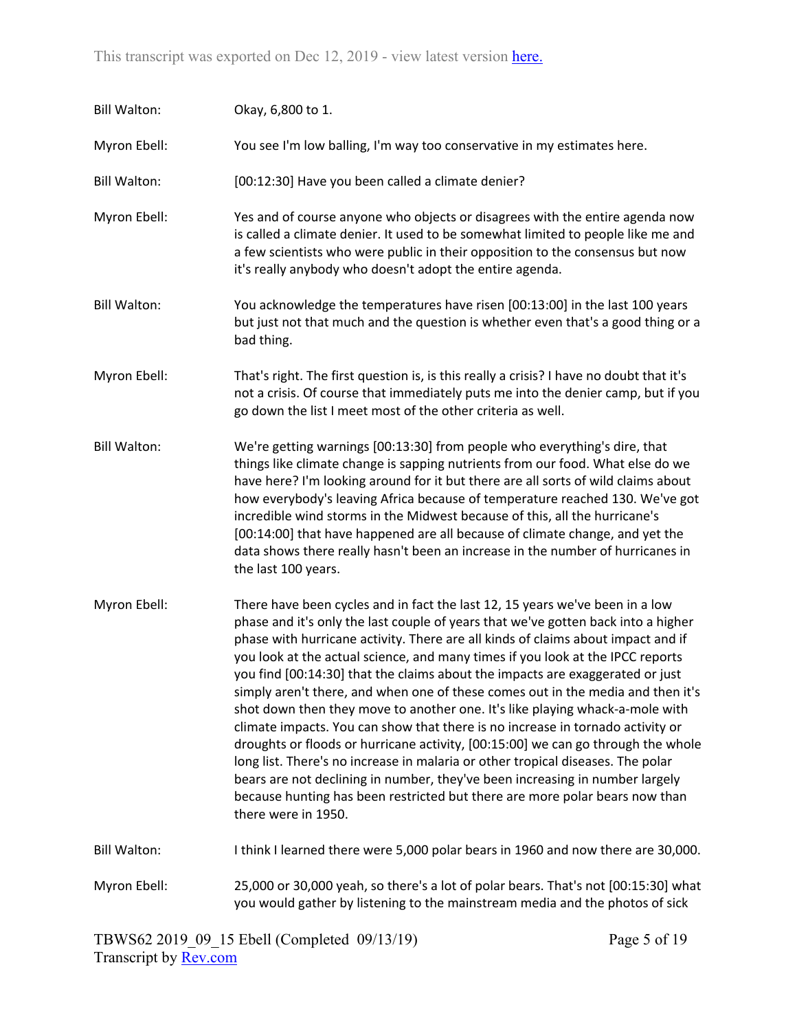Bill Walton: Okay, 6,800 to 1.

Myron Ebell: You see I'm low balling, I'm way too conservative in my estimates here.

Bill Walton: [00:12:30] Have you been called a climate denier?

Myron Ebell: Yes and of course anyone who objects or disagrees with the entire agenda now is called a climate denier. It used to be somewhat limited to people like me and a few scientists who were public in their opposition to the consensus but now it's really anybody who doesn't adopt the entire agenda.

Bill Walton: You acknowledge the temperatures have risen [00:13:00] in the last 100 years but just not that much and the question is whether even that's a good thing or a bad thing.

Myron Ebell: That's right. The first question is, is this really a crisis? I have no doubt that it's not a crisis. Of course that immediately puts me into the denier camp, but if you go down the list I meet most of the other criteria as well.

Bill Walton: We're getting warnings [00:13:30] from people who everything's dire, that things like climate change is sapping nutrients from our food. What else do we have here? I'm looking around for it but there are all sorts of wild claims about how everybody's leaving Africa because of temperature reached 130. We've got incredible wind storms in the Midwest because of this, all the hurricane's [00:14:00] that have happened are all because of climate change, and yet the data shows there really hasn't been an increase in the number of hurricanes in the last 100 years.

Myron Ebell: There have been cycles and in fact the last 12, 15 years we've been in a low phase and it's only the last couple of years that we've gotten back into a higher phase with hurricane activity. There are all kinds of claims about impact and if you look at the actual science, and many times if you look at the IPCC reports you find [00:14:30] that the claims about the impacts are exaggerated or just simply aren't there, and when one of these comes out in the media and then it's shot down then they move to another one. It's like playing whack-a-mole with climate impacts. You can show that there is no increase in tornado activity or droughts or floods or hurricane activity, [00:15:00] we can go through the whole long list. There's no increase in malaria or other tropical diseases. The polar bears are not declining in number, they've been increasing in number largely because hunting has been restricted but there are more polar bears now than there were in 1950.

Bill Walton: I think I learned there were 5,000 polar bears in 1960 and now there are 30,000.

Myron Ebell: 25,000 or 30,000 yeah, so there's a lot of polar bears. That's not [00:15:30] what you would gather by listening to the mainstream media and the photos of sick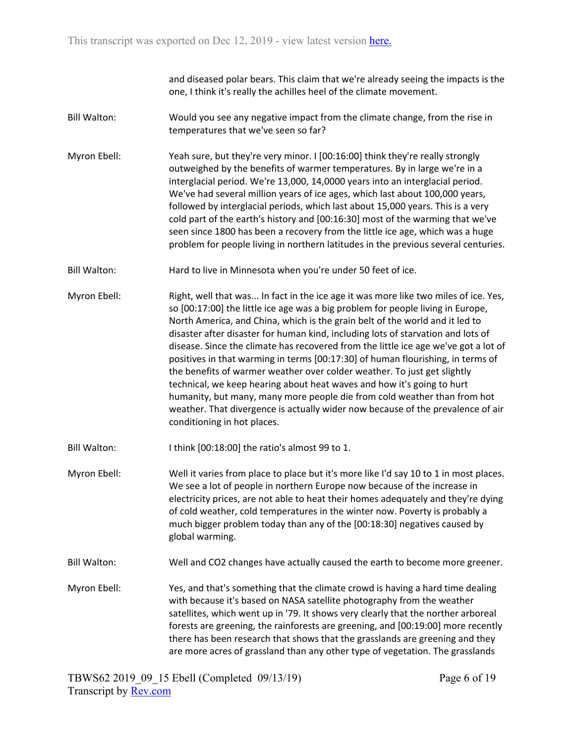and diseased polar bears. This claim that we're already seeing the impacts is the one, I think it's really the achilles heel of the climate movement.

Bill Walton: Would you see any negative impact from the climate change, from the rise in temperatures that we've seen so far?

Myron Ebell: Yeah sure, but they're very minor. I [00:16:00] think they're really strongly outweighed by the benefits of warmer temperatures. By in large we're in a interglacial period. We're 13,000, 14,0000 years into an interglacial period. We've had several million years of ice ages, which last about 100,000 years, followed by interglacial periods, which last about 15,000 years. This is a very cold part of the earth's history and [00:16:30] most of the warming that we've seen since 1800 has been a recovery from the little ice age, which was a huge problem for people living in northern latitudes in the previous several centuries.

Bill Walton: Hard to live in Minnesota when you're under 50 feet of ice.

Myron Ebell: Right, well that was... In fact in the ice age it was more like two miles of ice. Yes, so [00:17:00] the little ice age was a big problem for people living in Europe, North America, and China, which is the grain belt of the world and it led to disaster after disaster for human kind, including lots of starvation and lots of disease. Since the climate has recovered from the little ice age we've got a lot of positives in that warming in terms [00:17:30] of human flourishing, in terms of the benefits of warmer weather over colder weather. To just get slightly technical, we keep hearing about heat waves and how it's going to hurt humanity, but many, many more people die from cold weather than from hot weather. That divergence is actually wider now because of the prevalence of air conditioning in hot places.

Bill Walton: I think [00:18:00] the ratio's almost 99 to 1.

Myron Ebell: Well it varies from place to place but it's more like I'd say 10 to 1 in most places. We see a lot of people in northern Europe now because of the increase in electricity prices, are not able to heat their homes adequately and they're dying of cold weather, cold temperatures in the winter now. Poverty is probably a much bigger problem today than any of the [00:18:30] negatives caused by global warming.

Bill Walton: Well and CO2 changes have actually caused the earth to become more greener.

Myron Ebell: Yes, and that's something that the climate crowd is having a hard time dealing with because it's based on NASA satellite photography from the weather satellites, which went up in '79. It shows very clearly that the norther arboreal forests are greening, the rainforests are greening, and [00:19:00] more recently there has been research that shows that the grasslands are greening and they are more acres of grassland than any other type of vegetation. The grasslands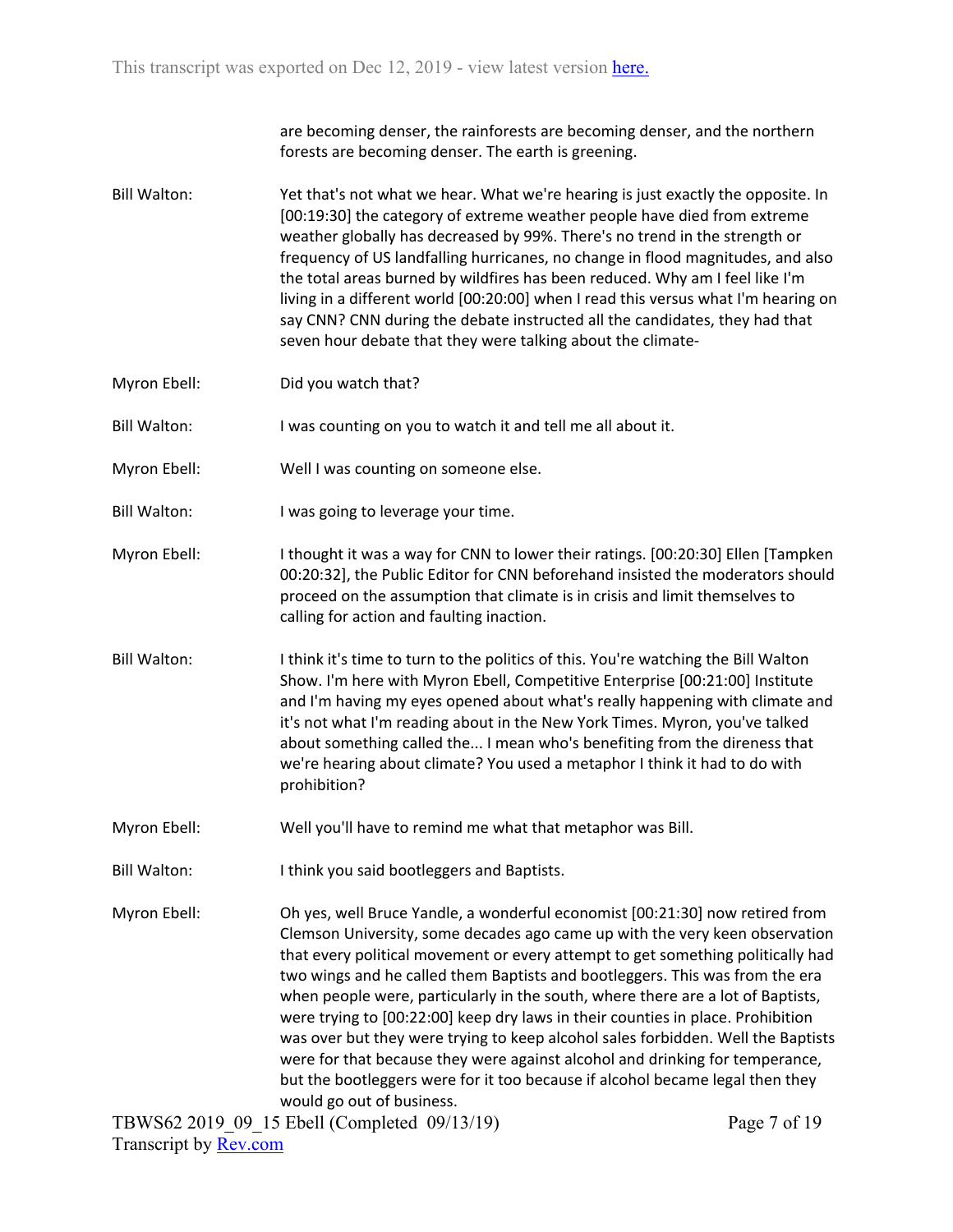are becoming denser, the rainforests are becoming denser, and the northern forests are becoming denser. The earth is greening.

**Bill Walton:** Yet that's not what we hear. What we're hearing is just exactly the opposite. In [00:19:30] the category of extreme weather people have died from extreme weather globally has decreased by 99%. There's no trend in the strength or frequency of US landfalling hurricanes, no change in flood magnitudes, and also the total areas burned by wildfires has been reduced. Why am I feel like I'm living in a different world [00:20:00] when I read this versus what I'm hearing on say CNN? CNN during the debate instructed all the candidates, they had that seven hour debate that they were talking about the climate-

**Myron Ebell:** Did you watch that?

**Bill Walton:** I was counting on you to watch it and tell me all about it.

**Myron Ebell:** Well I was counting on someone else.

**Bill Walton:** I was going to leverage your time.

**Myron Ebell:** I thought it was a way for CNN to lower their ratings. [00:20:30] Ellen [Tampken 00:20:32], the Public Editor for CNN beforehand insisted the moderators should proceed on the assumption that climate is in crisis and limit themselves to calling for action and faulting inaction.

**Bill Walton:** I think it's time to turn to the politics of this. You're watching the Bill Walton Show. I'm here with Myron Ebell, Competitive Enterprise [00:21:00] Institute and I'm having my eyes opened about what's really happening with climate and it's not what I'm reading about in the New York Times. Myron, you've talked about something called the... I mean who's benefiting from the direness that we're hearing about climate? You used a metaphor I think it had to do with prohibition?

**Myron Ebell:** Well you'll have to remind me what that metaphor was Bill.

**Bill Walton:** I think you said bootleggers and Baptists.

**Myron Ebell:** Oh yes, well Bruce Yandle, a wonderful economist [00:21:30] now retired from Clemson University, some decades ago came up with the very keen observation that every political movement or every attempt to get something politically had two wings and he called them Baptists and bootleggers. This was from the era when people were, particularly in the south, where there are a lot of Baptists, were trying to [00:22:00] keep dry laws in their counties in place. Prohibition was over but they were trying to keep alcohol sales forbidden. Well the Baptists were for that because they were against alcohol and drinking for temperance, but the bootleggers were for it too because if alcohol became legal then they would go out of business.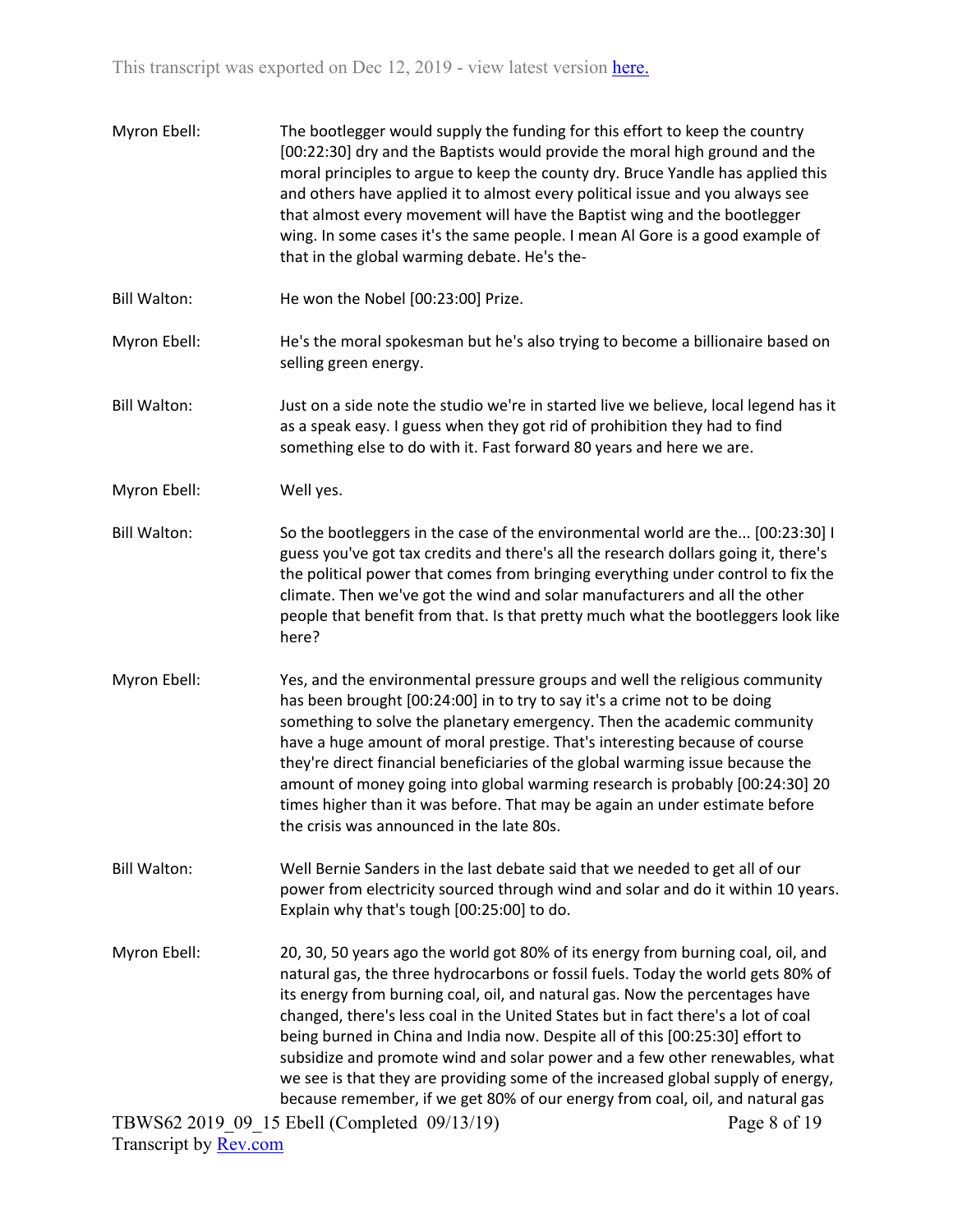**Myron Ebell:** The bootlegger would supply the funding for this effort to keep the country [00:22:30] dry and the Baptists would provide the moral high ground and the moral principles to argue to keep the county dry. Bruce Yandle has applied this and others have applied it to almost every political issue and you always see that almost every movement will have the Baptist wing and the bootlegger wing. In some cases it's the same people. I mean Al Gore is a good example of that in the global warming debate. He's the-

**Bill Walton:** He won the Nobel [00:23:00] Prize.

**Myron Ebell:** He's the moral spokesman but he's also trying to become a billionaire based on selling green energy.

**Bill Walton:** Just on a side note the studio we're in started live we believe, local legend has it as a speak easy. I guess when they got rid of prohibition they had to find something else to do with it. Fast forward 80 years and here we are.

**Myron Ebell:** Well yes.

**Bill Walton:** So the bootleggers in the case of the environmental world are the... [00:23:30] I guess you've got tax credits and there's all the research dollars going it, there's the political power that comes from bringing everything under control to fix the climate. Then we've got the wind and solar manufacturers and all the other people that benefit from that. Is that pretty much what the bootleggers look like here?

**Myron Ebell:** Yes, and the environmental pressure groups and well the religious community has been brought [00:24:00] in to try to say it's a crime not to be doing something to solve the planetary emergency. Then the academic community have a huge amount of moral prestige. That's interesting because of course they're direct financial beneficiaries of the global warming issue because the amount of money going into global warming research is probably [00:24:30] 20 times higher than it was before. That may be again an under estimate before the crisis was announced in the late 80s.

**Bill Walton:** Well Bernie Sanders in the last debate said that we needed to get all of our power from electricity sourced through wind and solar and do it within 10 years. Explain why that's tough [00:25:00] to do.

**Myron Ebell:** 20, 30, 50 years ago the world got 80% of its energy from burning coal, oil, and natural gas, the three hydrocarbons or fossil fuels. Today the world gets 80% of its energy from burning coal, oil, and natural gas. Now the percentages have changed, there's less coal in the United States but in fact there's a lot of coal being burned in China and India now. Despite all of this [00:25:30] effort to subsidize and promote wind and solar power and a few other renewables, what we see is that they are providing some of the increased global supply of energy, because remember, if we get 80% of our energy from coal, oil, and natural gas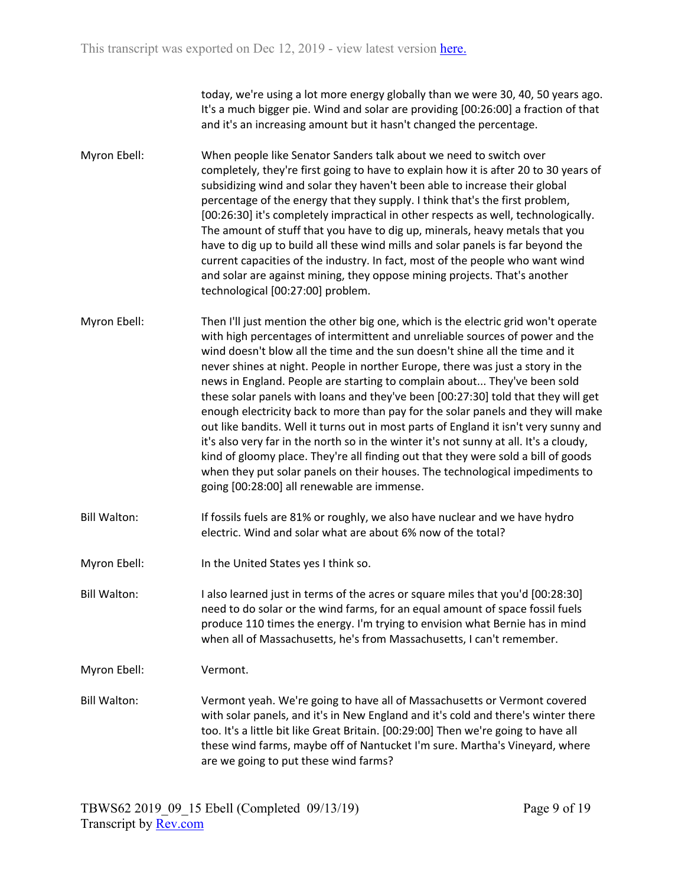today, we're using a lot more energy globally than we were 30, 40, 50 years ago. It's a much bigger pie. Wind and solar are providing [00:26:00] a fraction of that and it's an increasing amount but it hasn't changed the percentage.

Myron Ebell: When people like Senator Sanders talk about we need to switch over completely, they're first going to have to explain how it is after 20 to 30 years of subsidizing wind and solar they haven't been able to increase their global percentage of the energy that they supply. I think that's the first problem, [00:26:30] it's completely impractical in other respects as well, technologically. The amount of stuff that you have to dig up, minerals, heavy metals that you have to dig up to build all these wind mills and solar panels is far beyond the current capacities of the industry. In fact, most of the people who want wind and solar are against mining, they oppose mining projects. That's another technological [00:27:00] problem.

Myron Ebell: Then I'll just mention the other big one, which is the electric grid won't operate with high percentages of intermittent and unreliable sources of power and the wind doesn't blow all the time and the sun doesn't shine all the time and it never shines at night. People in norther Europe, there was just a story in the news in England. People are starting to complain about... They've been sold these solar panels with loans and they've been [00:27:30] told that they will get enough electricity back to more than pay for the solar panels and they will make out like bandits. Well it turns out in most parts of England it isn't very sunny and it's also very far in the north so in the winter it's not sunny at all. It's a cloudy, kind of gloomy place. They're all finding out that they were sold a bill of goods when they put solar panels on their houses. The technological impediments to going [00:28:00] all renewable are immense.

Bill Walton: If fossils fuels are 81% or roughly, we also have nuclear and we have hydro electric. Wind and solar what are about 6% now of the total?

Myron Ebell: In the United States yes I think so.

Bill Walton: I also learned just in terms of the acres or square miles that you'd [00:28:30] need to do solar or the wind farms, for an equal amount of space fossil fuels produce 110 times the energy. I'm trying to envision what Bernie has in mind when all of Massachusetts, he's from Massachusetts, I can't remember.

Myron Ebell: Vermont.

Bill Walton: Vermont yeah. We're going to have all of Massachusetts or Vermont covered with solar panels, and it's in New England and it's cold and there's winter there too. It's a little bit like Great Britain. [00:29:00] Then we're going to have all these wind farms, maybe off of Nantucket I'm sure. Martha's Vineyard, where are we going to put these wind farms?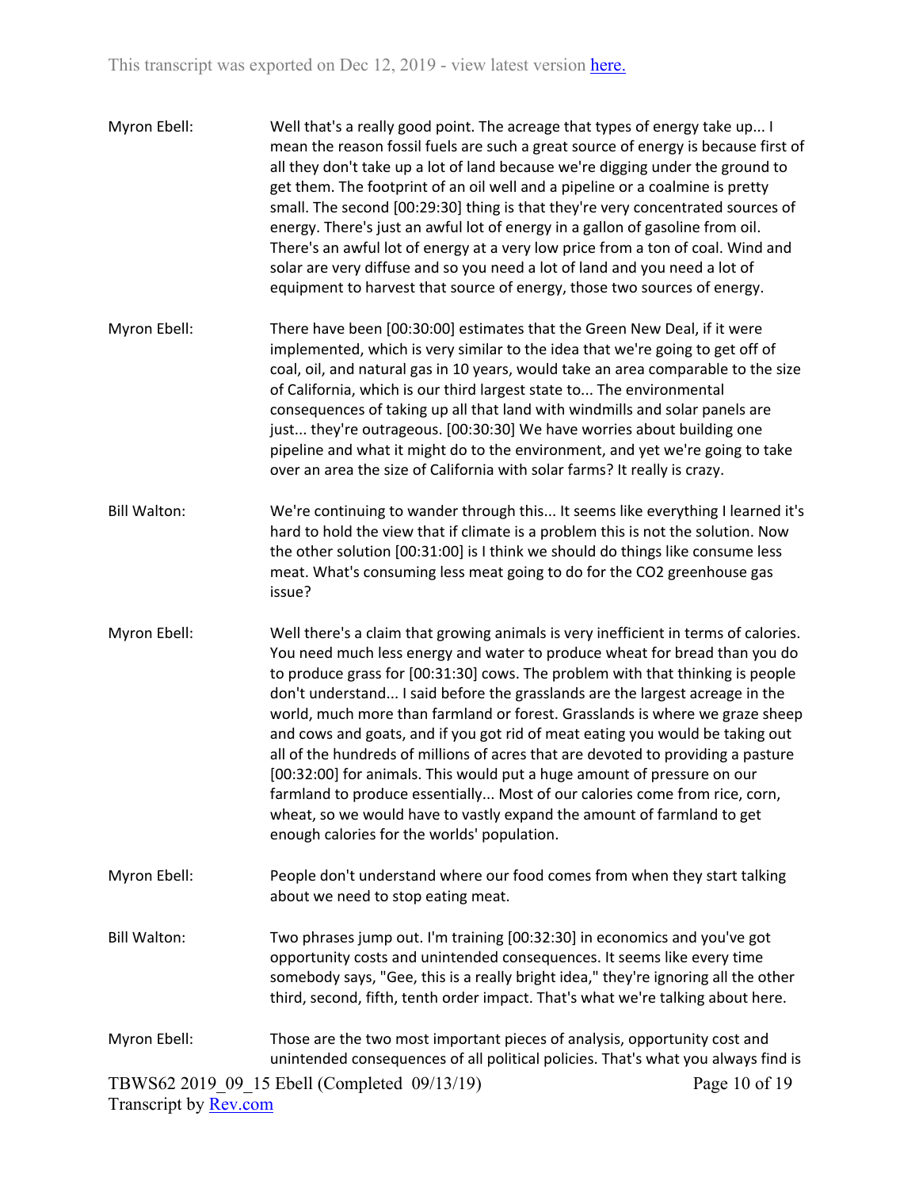Myron Ebell: Well that's a really good point. The acreage that types of energy take up... I mean the reason fossil fuels are such a great source of energy is because first of all they don't take up a lot of land because we're digging under the ground to get them. The footprint of an oil well and a pipeline or a coalmine is pretty small. The second [00:29:30] thing is that they're very concentrated sources of energy. There's just an awful lot of energy in a gallon of gasoline from oil. There's an awful lot of energy at a very low price from a ton of coal. Wind and solar are very diffuse and so you need a lot of land and you need a lot of equipment to harvest that source of energy, those two sources of energy.

Myron Ebell: There have been [00:30:00] estimates that the Green New Deal, if it were implemented, which is very similar to the idea that we're going to get off of coal, oil, and natural gas in 10 years, would take an area comparable to the size of California, which is our third largest state to... The environmental consequences of taking up all that land with windmills and solar panels are just... they're outrageous. [00:30:30] We have worries about building one pipeline and what it might do to the environment, and yet we're going to take over an area the size of California with solar farms? It really is crazy.

Bill Walton: We're continuing to wander through this... It seems like everything I learned it's hard to hold the view that if climate is a problem this is not the solution. Now the other solution [00:31:00] is I think we should do things like consume less meat. What's consuming less meat going to do for the CO2 greenhouse gas issue?

Myron Ebell: Well there's a claim that growing animals is very inefficient in terms of calories. You need much less energy and water to produce wheat for bread than you do to produce grass for [00:31:30] cows. The problem with that thinking is people don't understand... I said before the grasslands are the largest acreage in the world, much more than farmland or forest. Grasslands is where we graze sheep and cows and goats, and if you got rid of meat eating you would be taking out all of the hundreds of millions of acres that are devoted to providing a pasture [00:32:00] for animals. This would put a huge amount of pressure on our farmland to produce essentially... Most of our calories come from rice, corn, wheat, so we would have to vastly expand the amount of farmland to get enough calories for the worlds' population.

Myron Ebell: People don't understand where our food comes from when they start talking about we need to stop eating meat.

Bill Walton: Two phrases jump out. I'm training [00:32:30] in economics and you've got opportunity costs and unintended consequences. It seems like every time somebody says, "Gee, this is a really bright idea," they're ignoring all the other third, second, fifth, tenth order impact. That's what we're talking about here.

Myron Ebell: Those are the two most important pieces of analysis, opportunity cost and unintended consequences of all political policies. That's what you always find is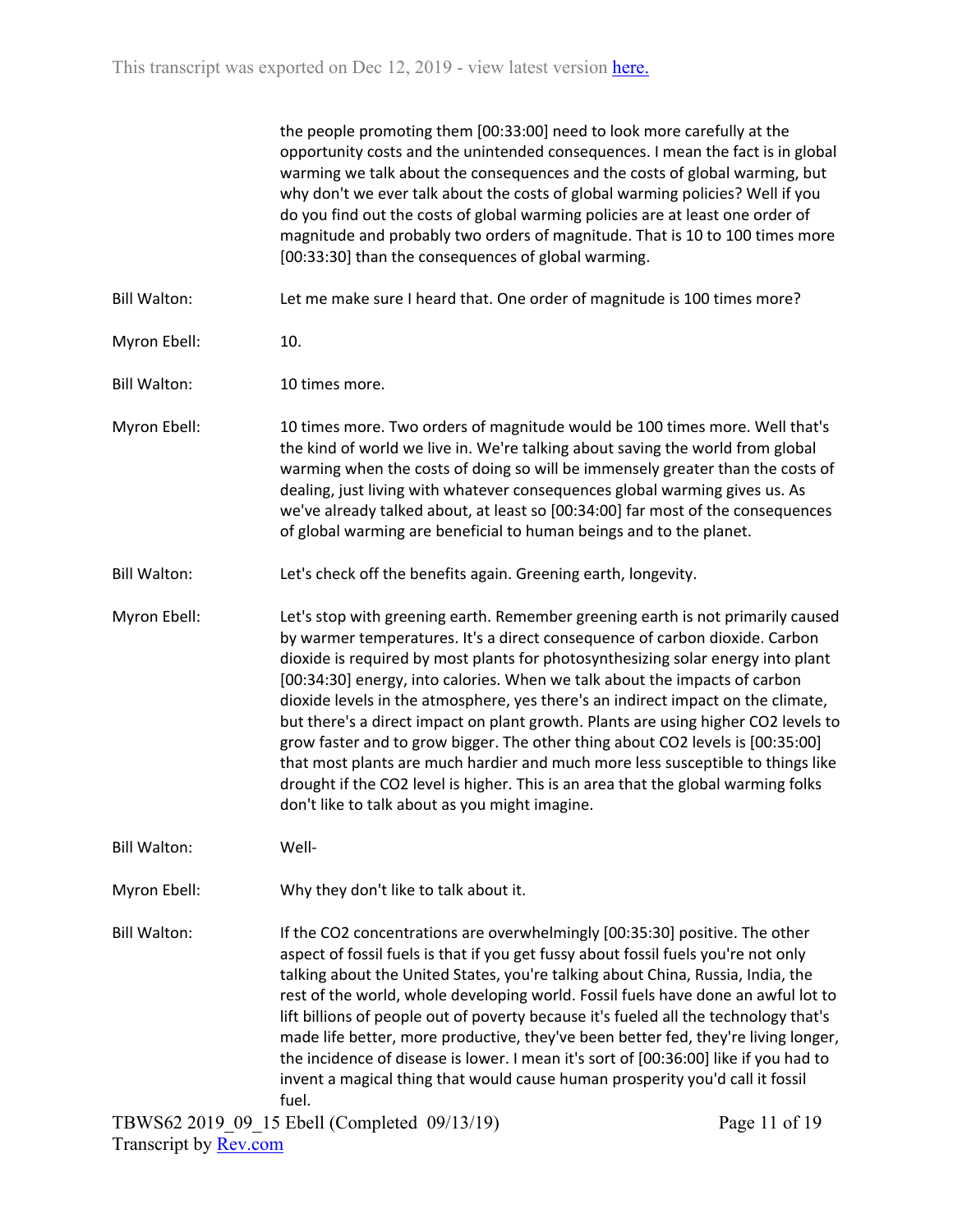the people promoting them [00:33:00] need to look more carefully at the opportunity costs and the unintended consequences. I mean the fact is in global warming we talk about the consequences and the costs of global warming, but why don't we ever talk about the costs of global warming policies? Well if you do you find out the costs of global warming policies are at least one order of magnitude and probably two orders of magnitude. That is 10 to 100 times more [00:33:30] than the consequences of global warming.

**Bill Walton:** Let me make sure I heard that. One order of magnitude is 100 times more?

**Myron Ebell:** 10.

**Bill Walton:** 10 times more.

**Myron Ebell:** 10 times more. Two orders of magnitude would be 100 times more. Well that's the kind of world we live in. We're talking about saving the world from global warming when the costs of doing so will be immensely greater than the costs of dealing, just living with whatever consequences global warming gives us. As we've already talked about, at least so [00:34:00] far most of the consequences of global warming are beneficial to human beings and to the planet.

**Bill Walton:** Let's check off the benefits again. Greening earth, longevity.

**Myron Ebell:** Let's stop with greening earth. Remember greening earth is not primarily caused by warmer temperatures. It's a direct consequence of carbon dioxide. Carbon dioxide is required by most plants for photosynthesizing solar energy into plant [00:34:30] energy, into calories. When we talk about the impacts of carbon dioxide levels in the atmosphere, yes there's an indirect impact on the climate, but there's a direct impact on plant growth. Plants are using higher CO2 levels to grow faster and to grow bigger. The other thing about CO2 levels is [00:35:00] that most plants are much hardier and much more less susceptible to things like drought if the CO2 level is higher. This is an area that the global warming folks don't like to talk about as you might imagine.

**Bill Walton:** Well-

**Myron Ebell:** Why they don't like to talk about it.

**Bill Walton:** If the CO2 concentrations are overwhelmingly [00:35:30] positive. The other aspect of fossil fuels is that if you get fussy about fossil fuels you're not only talking about the United States, you're talking about China, Russia, India, the rest of the world, whole developing world. Fossil fuels have done an awful lot to lift billions of people out of poverty because it's fueled all the technology that's made life better, more productive, they've been better fed, they're living longer, the incidence of disease is lower. I mean it's sort of [00:36:00] like if you had to invent a magical thing that would cause human prosperity you'd call it fossil fuel.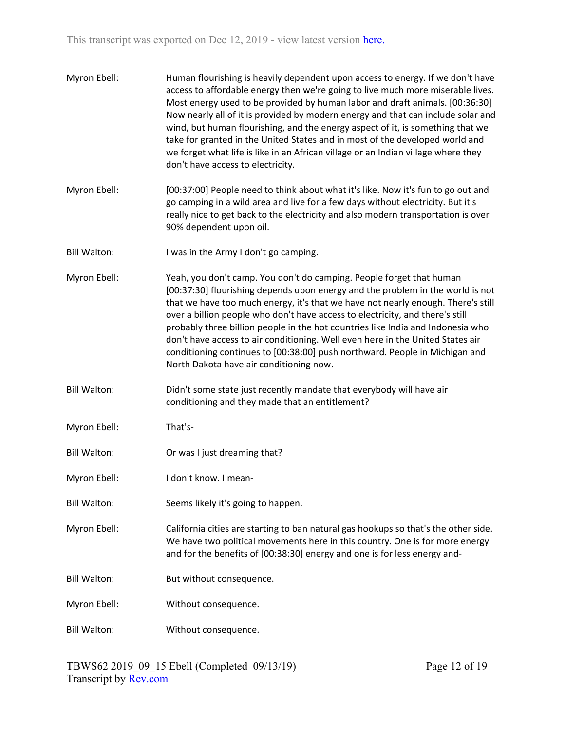Myron Ebell: Human flourishing is heavily dependent upon access to energy. If we don't have access to affordable energy then we're going to live much more miserable lives. Most energy used to be provided by human labor and draft animals. [00:36:30] Now nearly all of it is provided by modern energy and that can include solar and wind, but human flourishing, and the energy aspect of it, is something that we take for granted in the United States and in most of the developed world and we forget what life is like in an African village or an Indian village where they don't have access to electricity.

Myron Ebell: [00:37:00] People need to think about what it's like. Now it's fun to go out and go camping in a wild area and live for a few days without electricity. But it's really nice to get back to the electricity and also modern transportation is over 90% dependent upon oil.

Bill Walton: I was in the Army I don't go camping.

Myron Ebell: Yeah, you don't camp. You don't do camping. People forget that human [00:37:30] flourishing depends upon energy and the problem in the world is not that we have too much energy, it's that we have not nearly enough. There's still over a billion people who don't have access to electricity, and there's still probably three billion people in the hot countries like India and Indonesia who don't have access to air conditioning. Well even here in the United States air conditioning continues to [00:38:00] push northward. People in Michigan and North Dakota have air conditioning now.

Bill Walton: Didn't some state just recently mandate that everybody will have air conditioning and they made that an entitlement?

Myron Ebell: That's-

Bill Walton: Or was I just dreaming that?

Myron Ebell: I don't know. I mean-

Bill Walton: Seems likely it's going to happen.

Myron Ebell: California cities are starting to ban natural gas hookups so that's the other side. We have two political movements here in this country. One is for more energy and for the benefits of [00:38:30] energy and one is for less energy and-

Bill Walton: But without consequence.

Myron Ebell: Without consequence.

Bill Walton: Without consequence.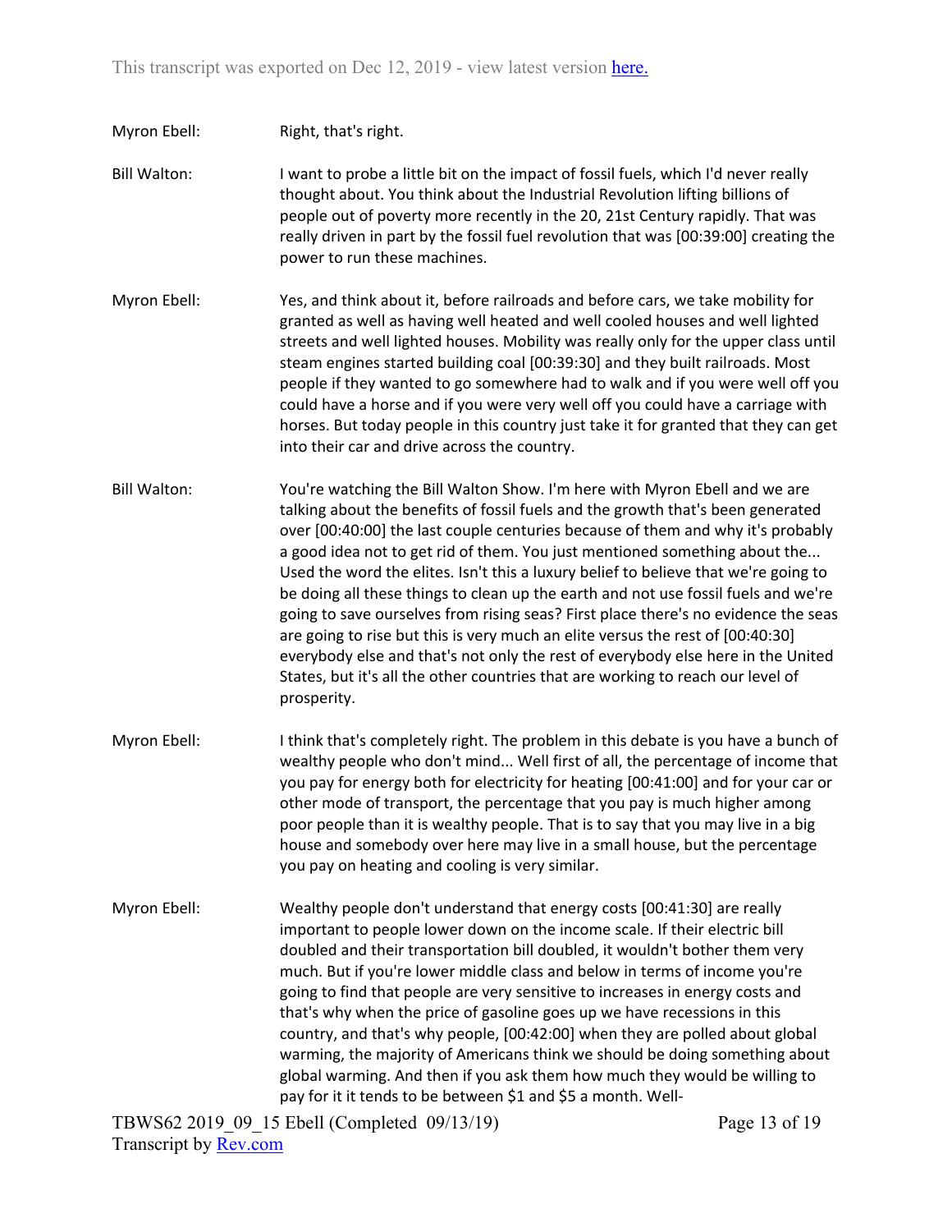Myron Ebell: Right, that's right.

Bill Walton: I want to probe a little bit on the impact of fossil fuels, which I'd never really thought about. You think about the Industrial Revolution lifting billions of people out of poverty more recently in the 20, 21st Century rapidly. That was really driven in part by the fossil fuel revolution that was [00:39:00] creating the power to run these machines.

Myron Ebell: Yes, and think about it, before railroads and before cars, we take mobility for granted as well as having well heated and well cooled houses and well lighted streets and well lighted houses. Mobility was really only for the upper class until steam engines started building coal [00:39:30] and they built railroads. Most people if they wanted to go somewhere had to walk and if you were well off you could have a horse and if you were very well off you could have a carriage with horses. But today people in this country just take it for granted that they can get into their car and drive across the country.

Bill Walton: You're watching the Bill Walton Show. I'm here with Myron Ebell and we are talking about the benefits of fossil fuels and the growth that's been generated over [00:40:00] the last couple centuries because of them and why it's probably a good idea not to get rid of them. You just mentioned something about the... Used the word the elites. Isn't this a luxury belief to believe that we're going to be doing all these things to clean up the earth and not use fossil fuels and we're going to save ourselves from rising seas? First place there's no evidence the seas are going to rise but this is very much an elite versus the rest of [00:40:30] everybody else and that's not only the rest of everybody else here in the United States, but it's all the other countries that are working to reach our level of prosperity.

Myron Ebell: I think that's completely right. The problem in this debate is you have a bunch of wealthy people who don't mind... Well first of all, the percentage of income that you pay for energy both for electricity for heating [00:41:00] and for your car or other mode of transport, the percentage that you pay is much higher among poor people than it is wealthy people. That is to say that you may live in a big house and somebody over here may live in a small house, but the percentage you pay on heating and cooling is very similar.

Myron Ebell: Wealthy people don't understand that energy costs [00:41:30] are really important to people lower down on the income scale. If their electric bill doubled and their transportation bill doubled, it wouldn't bother them very much. But if you're lower middle class and below in terms of income you're going to find that people are very sensitive to increases in energy costs and that's why when the price of gasoline goes up we have recessions in this country, and that's why people, [00:42:00] when they are polled about global warming, the majority of Americans think we should be doing something about global warming. And then if you ask them how much they would be willing to pay for it it tends to be between $1 and $5 a month. Well-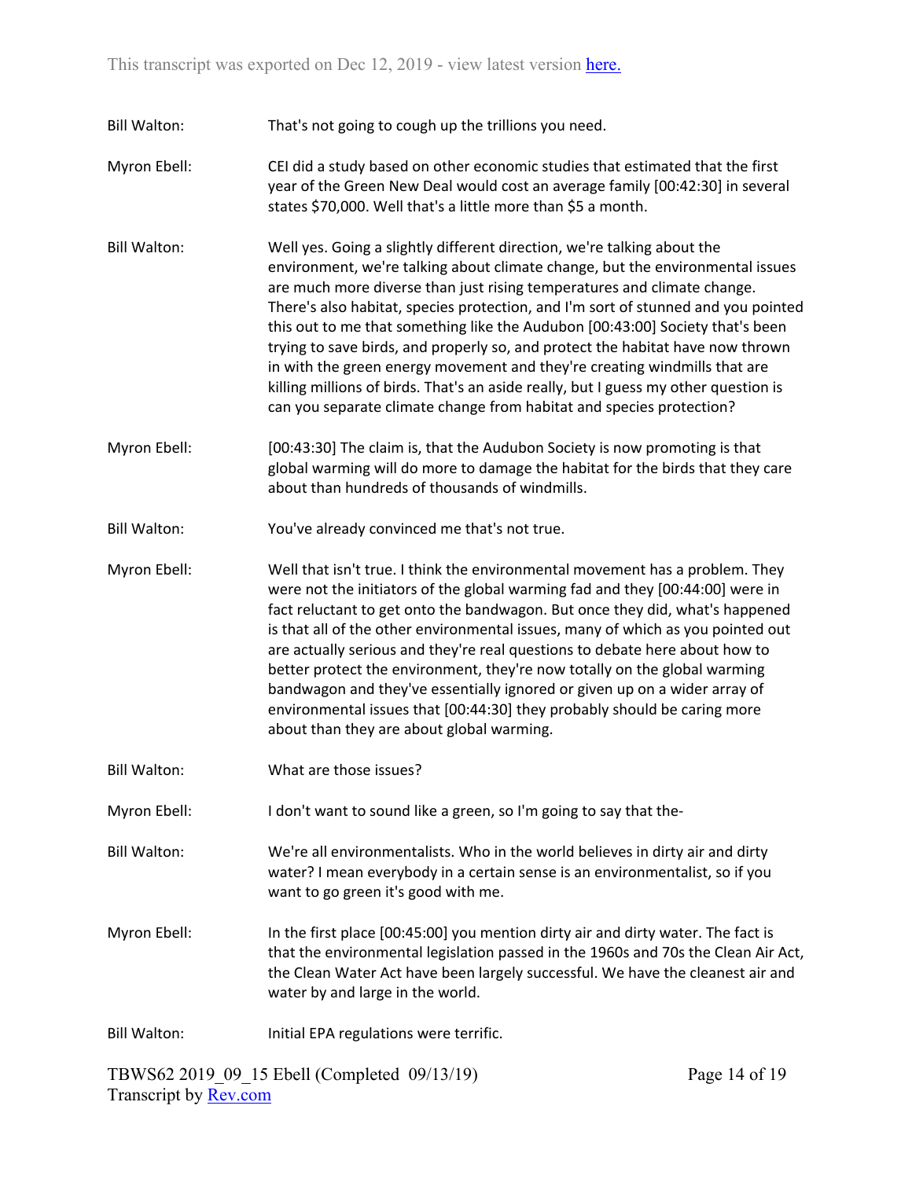Bill Walton: That's not going to cough up the trillions you need.

Myron Ebell: CEI did a study based on other economic studies that estimated that the first year of the Green New Deal would cost an average family [00:42:30] in several states $70,000. Well that's a little more than $5 a month.

Bill Walton: Well yes. Going a slightly different direction, we're talking about the environment, we're talking about climate change, but the environmental issues are much more diverse than just rising temperatures and climate change. There's also habitat, species protection, and I'm sort of stunned and you pointed this out to me that something like the Audubon [00:43:00] Society that's been trying to save birds, and properly so, and protect the habitat have now thrown in with the green energy movement and they're creating windmills that are killing millions of birds. That's an aside really, but I guess my other question is can you separate climate change from habitat and species protection?

Myron Ebell: [00:43:30] The claim is, that the Audubon Society is now promoting is that global warming will do more to damage the habitat for the birds that they care about than hundreds of thousands of windmills.

Bill Walton: You've already convinced me that's not true.

Myron Ebell: Well that isn't true. I think the environmental movement has a problem. They were not the initiators of the global warming fad and they [00:44:00] were in fact reluctant to get onto the bandwagon. But once they did, what's happened is that all of the other environmental issues, many of which as you pointed out are actually serious and they're real questions to debate here about how to better protect the environment, they're now totally on the global warming bandwagon and they've essentially ignored or given up on a wider array of environmental issues that [00:44:30] they probably should be caring more about than they are about global warming.

Bill Walton: What are those issues?

Myron Ebell: I don't want to sound like a green, so I'm going to say that the-

Bill Walton: We're all environmentalists. Who in the world believes in dirty air and dirty water? I mean everybody in a certain sense is an environmentalist, so if you want to go green it's good with me.

Myron Ebell: In the first place [00:45:00] you mention dirty air and dirty water. The fact is that the environmental legislation passed in the 1960s and 70s the Clean Air Act, the Clean Water Act have been largely successful. We have the cleanest air and water by and large in the world.

Bill Walton: Initial EPA regulations were terrific.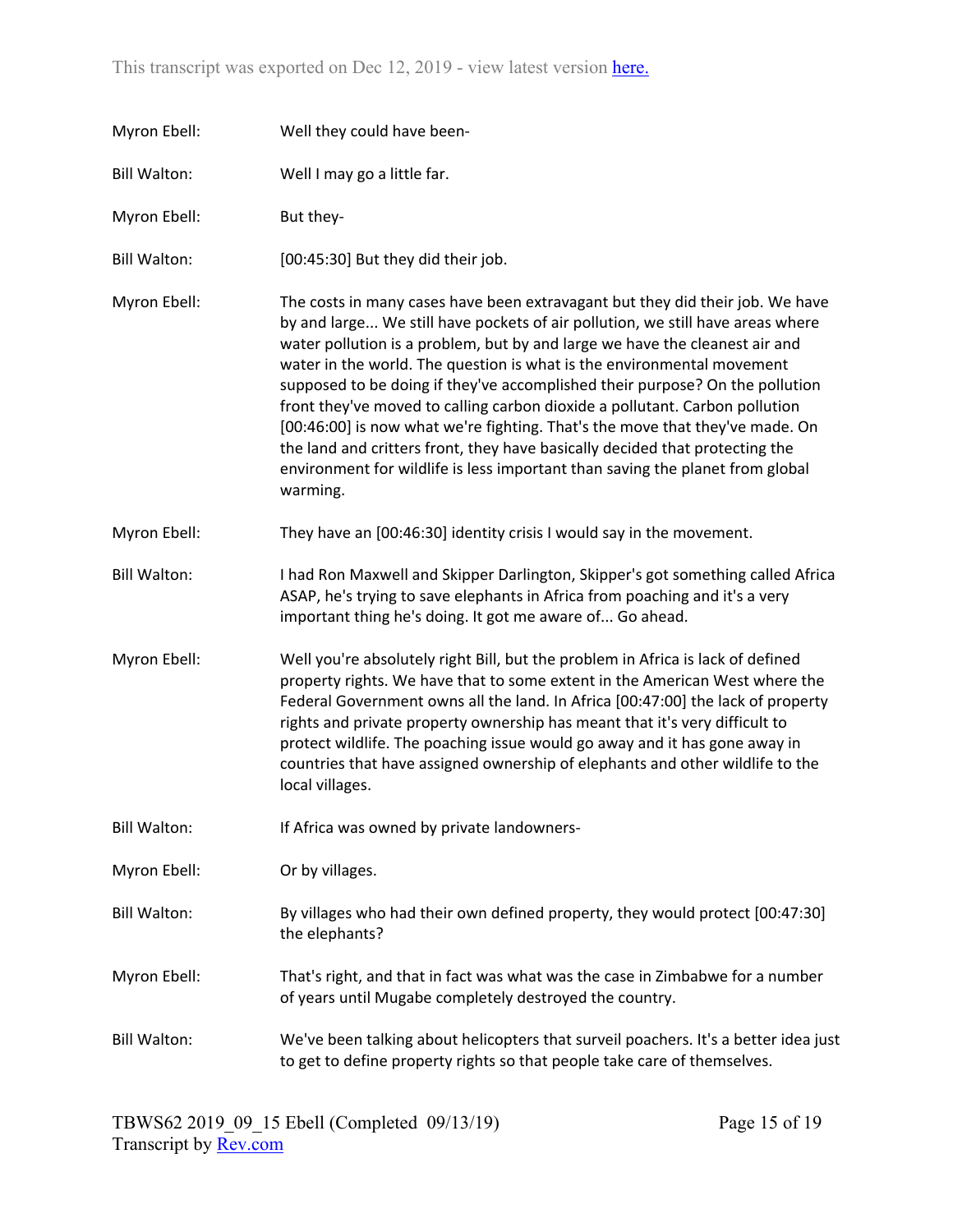Myron Ebell: Well they could have been-

Bill Walton: Well I may go a little far.

Myron Ebell: But they-

Bill Walton: [00:45:30] But they did their job.

Myron Ebell: The costs in many cases have been extravagant but they did their job. We have by and large... We still have pockets of air pollution, we still have areas where water pollution is a problem, but by and large we have the cleanest air and water in the world. The question is what is the environmental movement supposed to be doing if they've accomplished their purpose? On the pollution front they've moved to calling carbon dioxide a pollutant. Carbon pollution [00:46:00] is now what we're fighting. That's the move that they've made. On the land and critters front, they have basically decided that protecting the environment for wildlife is less important than saving the planet from global warming.

Myron Ebell: They have an [00:46:30] identity crisis I would say in the movement.

Bill Walton: I had Ron Maxwell and Skipper Darlington, Skipper's got something called Africa ASAP, he's trying to save elephants in Africa from poaching and it's a very important thing he's doing. It got me aware of... Go ahead.

Myron Ebell: Well you're absolutely right Bill, but the problem in Africa is lack of defined property rights. We have that to some extent in the American West where the Federal Government owns all the land. In Africa [00:47:00] the lack of property rights and private property ownership has meant that it's very difficult to protect wildlife. The poaching issue would go away and it has gone away in countries that have assigned ownership of elephants and other wildlife to the local villages.

Bill Walton: If Africa was owned by private landowners-

Myron Ebell: Or by villages.

Bill Walton: By villages who had their own defined property, they would protect [00:47:30] the elephants?

Myron Ebell: That's right, and that in fact was what was the case in Zimbabwe for a number of years until Mugabe completely destroyed the country.

Bill Walton: We've been talking about helicopters that surveil poachers. It's a better idea just to get to define property rights so that people take care of themselves.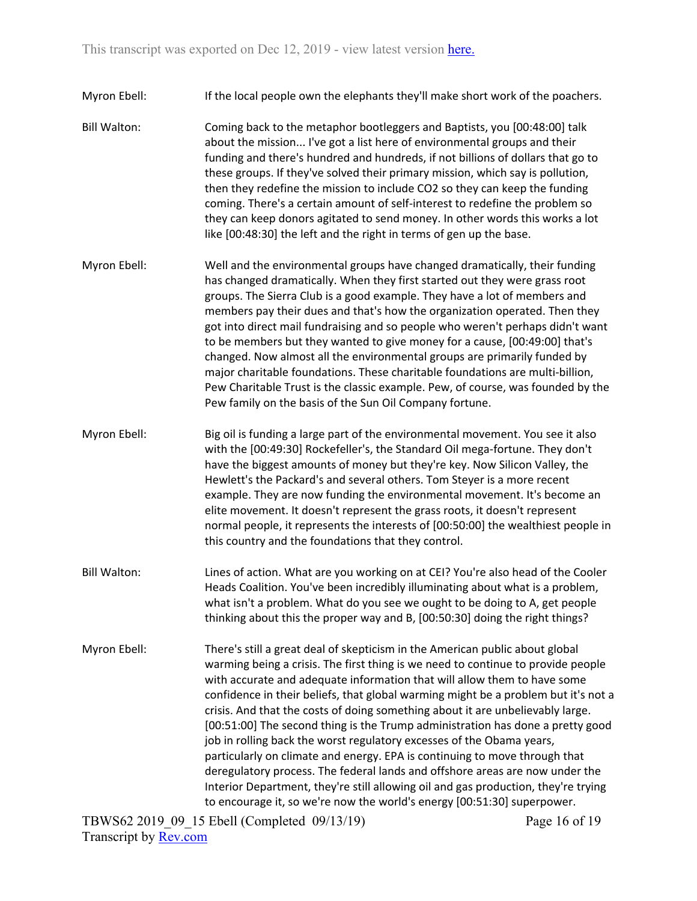**Myron Ebell:** If the local people own the elephants they'll make short work of the poachers.

**Bill Walton:** Coming back to the metaphor bootleggers and Baptists, you [00:48:00] talk about the mission... I've got a list here of environmental groups and their funding and there's hundred and hundreds, if not billions of dollars that go to these groups. If they've solved their primary mission, which say is pollution, then they redefine the mission to include $CO_2$ so they can keep the funding coming. There's a certain amount of self-interest to redefine the problem so they can keep donors agitated to send money. In other words this works a lot like [00:48:30] the left and the right in terms of gen up the base.

**Myron Ebell:** Well and the environmental groups have changed dramatically, their funding has changed dramatically. When they first started out they were grass root groups. The Sierra Club is a good example. They have a lot of members and members pay their dues and that's how the organization operated. Then they got into direct mail fundraising and so people who weren't perhaps didn't want to be members but they wanted to give money for a cause, [00:49:00] that's changed. Now almost all the environmental groups are primarily funded by major charitable foundations. These charitable foundations are multi-billion, Pew Charitable Trust is the classic example. Pew, of course, was founded by the Pew family on the basis of the Sun Oil Company fortune.

**Myron Ebell:** Big oil is funding a large part of the environmental movement. You see it also with the [00:49:30] Rockefeller's, the Standard Oil mega-fortune. They don't have the biggest amounts of money but they're key. Now Silicon Valley, the Hewlett's the Packard's and several others. Tom Steyer is a more recent example. They are now funding the environmental movement. It's become an elite movement. It doesn't represent the grass roots, it doesn't represent normal people, it represents the interests of [00:50:00] the wealthiest people in this country and the foundations that they control.

**Bill Walton:** Lines of action. What are you working on at CEI? You're also head of the Cooler Heads Coalition. You've been incredibly illuminating about what is a problem, what isn't a problem. What do you see we ought to be doing to A, get people thinking about this the proper way and B, [00:50:30] doing the right things?

**Myron Ebell:** There's still a great deal of skepticism in the American public about global warming being a crisis. The first thing is we need to continue to provide people with accurate and adequate information that will allow them to have some confidence in their beliefs, that global warming might be a problem but it's not a crisis. And that the costs of doing something about it are unbelievably large. [00:51:00] The second thing is the Trump administration has done a pretty good job in rolling back the worst regulatory excesses of the Obama years, particularly on climate and energy. EPA is continuing to move through that deregulatory process. The federal lands and offshore areas are now under the Interior Department, they're still allowing oil and gas production, they're trying to encourage it, so we're now the world's energy [00:51:30] superpower.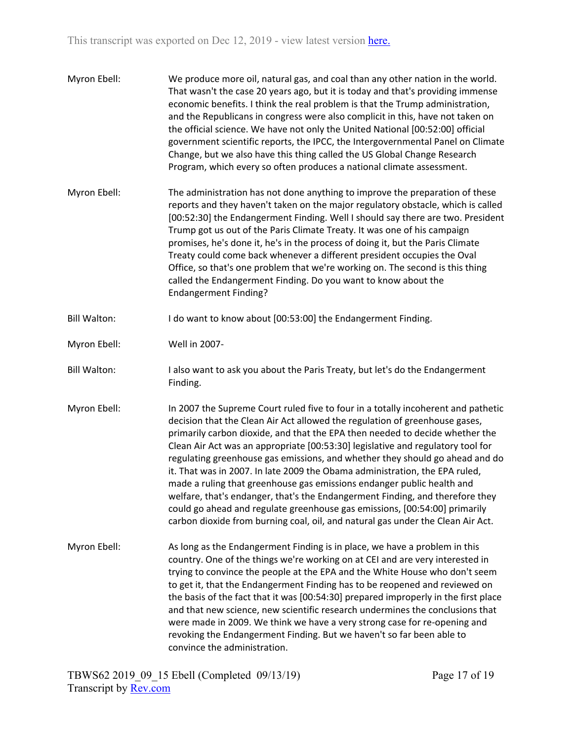Myron Ebell: We produce more oil, natural gas, and coal than any other nation in the world. That wasn't the case 20 years ago, but it is today and that's providing immense economic benefits. I think the real problem is that the Trump administration, and the Republicans in congress were also complicit in this, have not taken on the official science. We have not only the United National [00:52:00] official government scientific reports, the IPCC, the Intergovernmental Panel on Climate Change, but we also have this thing called the US Global Change Research Program, which every so often produces a national climate assessment.

Myron Ebell: The administration has not done anything to improve the preparation of these reports and they haven't taken on the major regulatory obstacle, which is called [00:52:30] the Endangerment Finding. Well I should say there are two. President Trump got us out of the Paris Climate Treaty. It was one of his campaign promises, he's done it, he's in the process of doing it, but the Paris Climate Treaty could come back whenever a different president occupies the Oval Office, so that's one problem that we're working on. The second is this thing called the Endangerment Finding. Do you want to know about the Endangerment Finding?

Bill Walton: I do want to know about [00:53:00] the Endangerment Finding.

Myron Ebell: Well in 2007-

Bill Walton: I also want to ask you about the Paris Treaty, but let's do the Endangerment Finding.

Myron Ebell: In 2007 the Supreme Court ruled five to four in a totally incoherent and pathetic decision that the Clean Air Act allowed the regulation of greenhouse gases, primarily carbon dioxide, and that the EPA then needed to decide whether the Clean Air Act was an appropriate [00:53:30] legislative and regulatory tool for regulating greenhouse gas emissions, and whether they should go ahead and do it. That was in 2007. In late 2009 the Obama administration, the EPA ruled, made a ruling that greenhouse gas emissions endanger public health and welfare, that's endanger, that's the Endangerment Finding, and therefore they could go ahead and regulate greenhouse gas emissions, [00:54:00] primarily carbon dioxide from burning coal, oil, and natural gas under the Clean Air Act.

Myron Ebell: As long as the Endangerment Finding is in place, we have a problem in this country. One of the things we're working on at CEI and are very interested in trying to convince the people at the EPA and the White House who don't seem to get it, that the Endangerment Finding has to be reopened and reviewed on the basis of the fact that it was [00:54:30] prepared improperly in the first place and that new science, new scientific research undermines the conclusions that were made in 2009. We think we have a very strong case for re-opening and revoking the Endangerment Finding. But we haven't so far been able to convince the administration.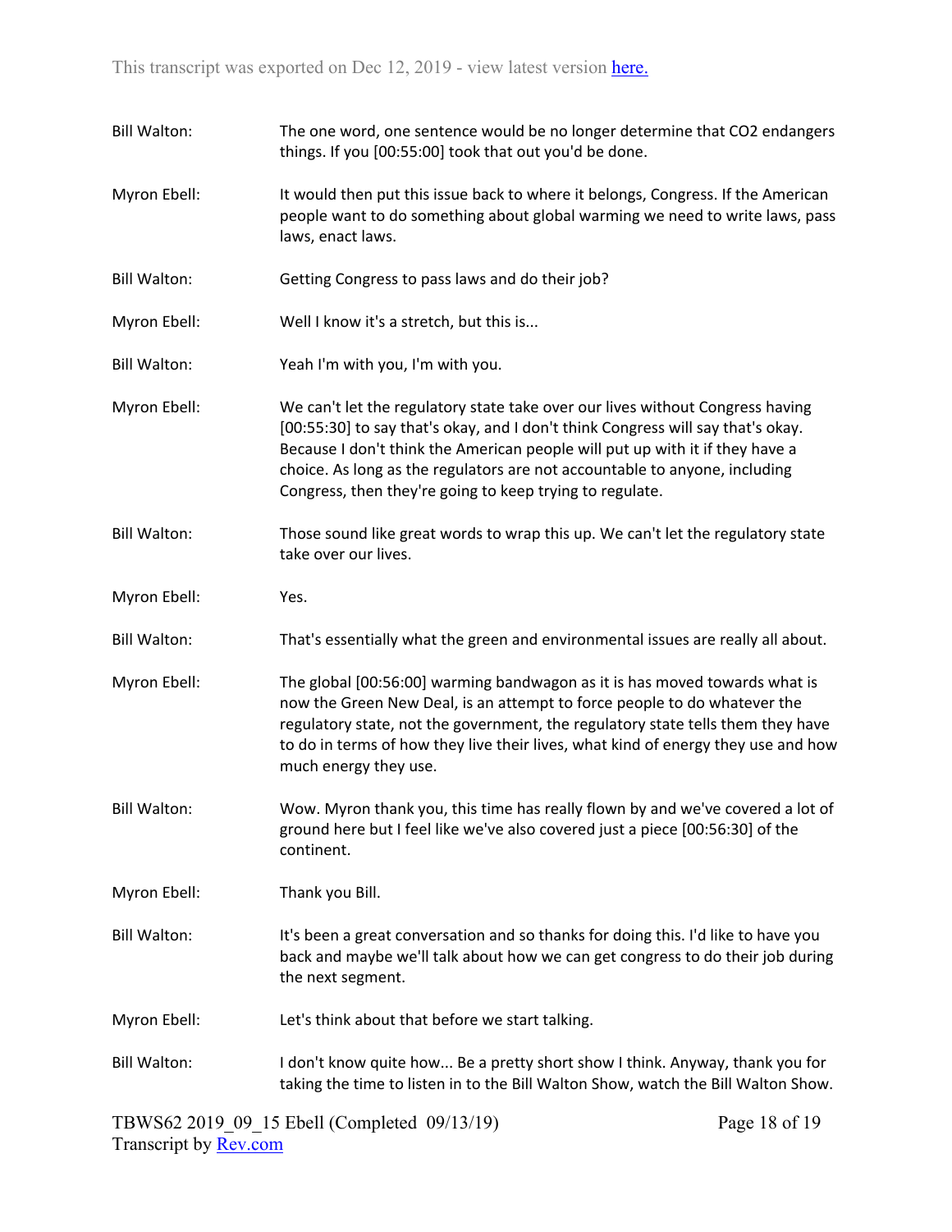Bill Walton: The one word, one sentence would be no longer determine that $CO_2$ endangers things. If you [00:55:00] took that out you'd be done.

Myron Ebell: It would then put this issue back to where it belongs, Congress. If the American people want to do something about global warming we need to write laws, pass laws, enact laws.

Bill Walton: Getting Congress to pass laws and do their job?

Myron Ebell: Well I know it's a stretch, but this is...

Bill Walton: Yeah I'm with you, I'm with you.

Myron Ebell: We can't let the regulatory state take over our lives without Congress having [00:55:30] to say that's okay, and I don't think Congress will say that's okay. Because I don't think the American people will put up with it if they have a choice. As long as the regulators are not accountable to anyone, including Congress, then they're going to keep trying to regulate.

Bill Walton: Those sound like great words to wrap this up. We can't let the regulatory state take over our lives.

Myron Ebell: Yes.

Bill Walton: That's essentially what the green and environmental issues are really all about.

Myron Ebell: The global [00:56:00] warming bandwagon as it is has moved towards what is now the Green New Deal, is an attempt to force people to do whatever the regulatory state, not the government, the regulatory state tells them they have to do in terms of how they live their lives, what kind of energy they use and how much energy they use.

Bill Walton: Wow. Myron thank you, this time has really flown by and we've covered a lot of ground here but I feel like we've also covered just a piece [00:56:30] of the continent.

Myron Ebell: Thank you Bill.

Bill Walton: It's been a great conversation and so thanks for doing this. I'd like to have you back and maybe we'll talk about how we can get congress to do their job during the next segment.

Myron Ebell: Let's think about that before we start talking.

Bill Walton: I don't know quite how... Be a pretty short show I think. Anyway, thank you for taking the time to listen in to the Bill Walton Show, watch the Bill Walton Show.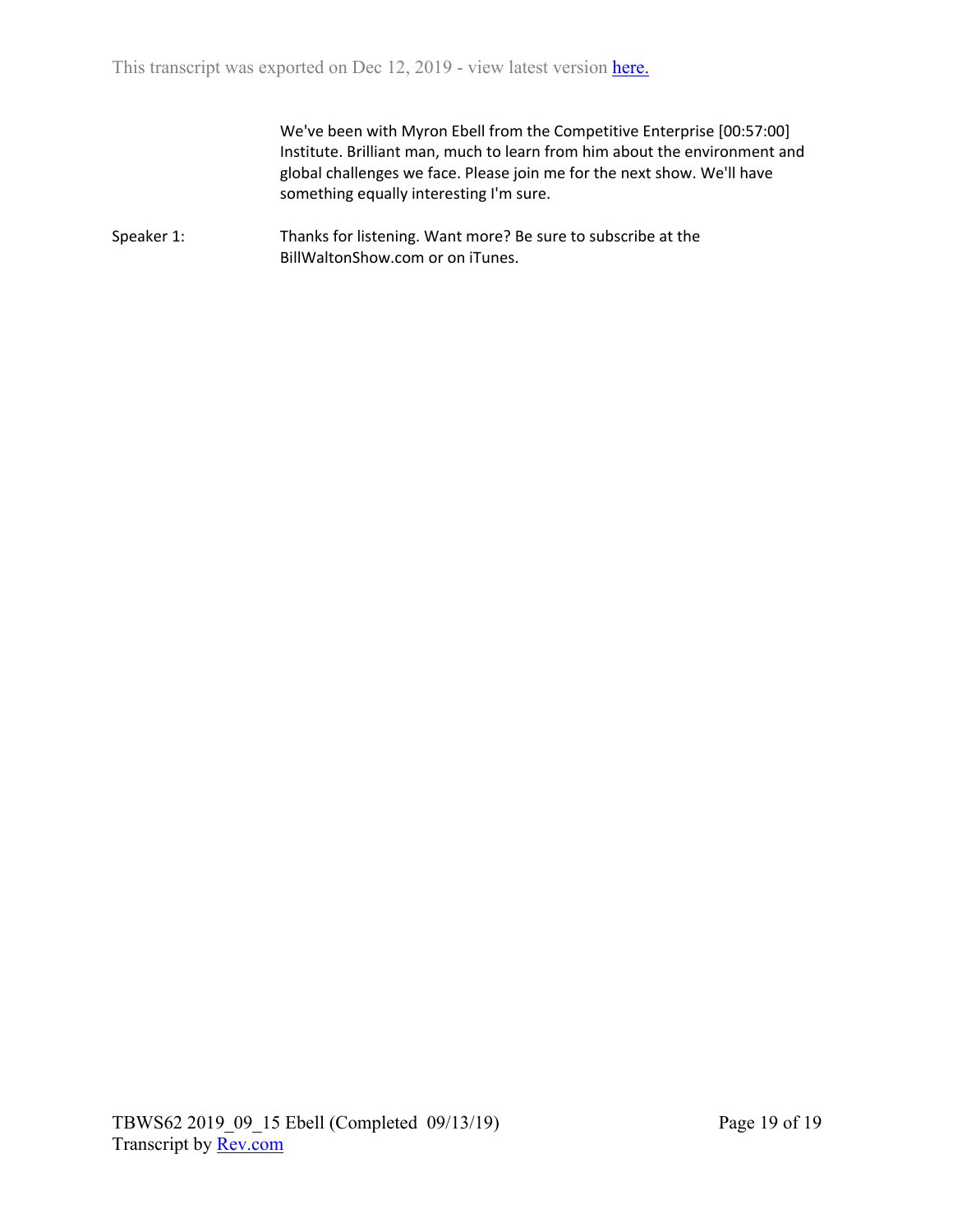We've been with Myron Ebell from the Competitive Enterprise [00:57:00] Institute. Brilliant man, much to learn from him about the environment and global challenges we face. Please join me for the next show. We'll have something equally interesting I'm sure.

Speaker 1: Thanks for listening. Want more? Be sure to subscribe at the BillWaltonShow.com or on iTunes.